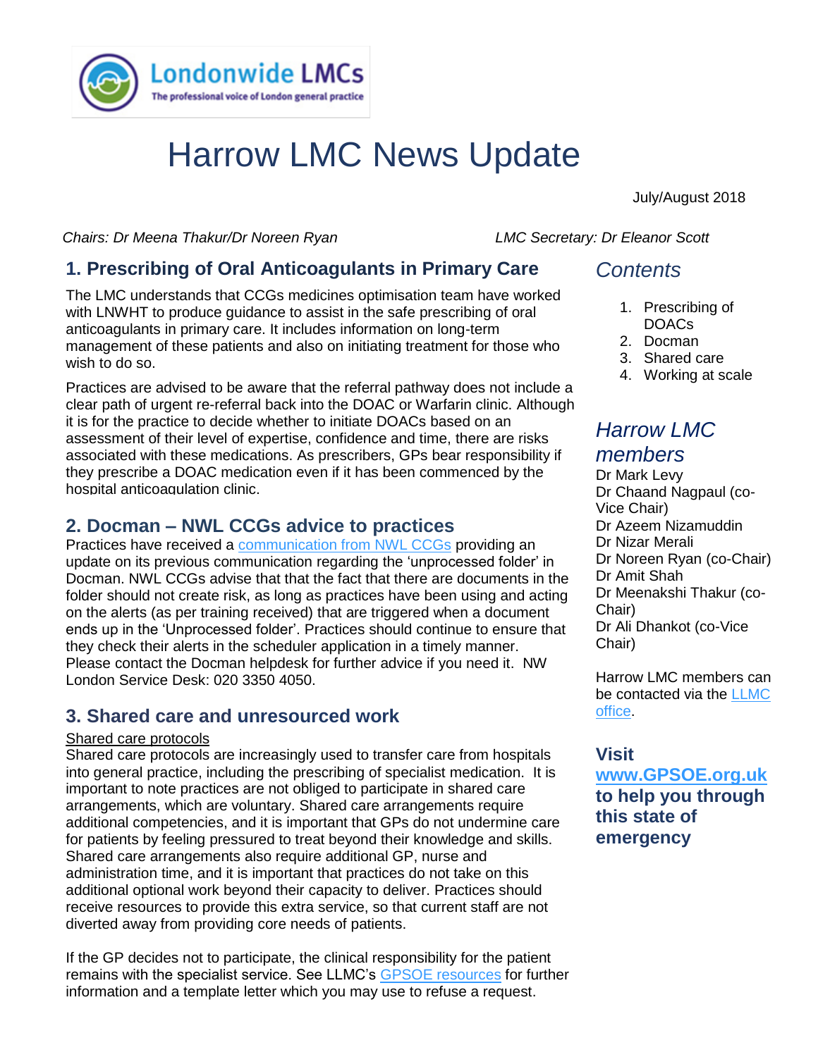Londonwide LMCs
The professional voice of London general practice

# Harrow LMC News Update

July/August 2018

*Chairs: Dr Meena Thakur/Dr Noreen Ryan* *LMC Secretary: Dr Eleanor Scott*

## 1. Prescribing of Oral Anticoagulants in Primary Care

The LMC understands that CCGs medicines optimisation team have worked with LNWHT to produce guidance to assist in the safe prescribing of oral anticoagulants in primary care. It includes information on long-term management of these patients and also on initiating treatment for those who wish to do so.

Practices are advised to be aware that the referral pathway does not include a clear path of urgent re-referral back into the DOAC or Warfarin clinic. Although it is for the practice to decide whether to initiate DOACs based on an assessment of their level of expertise, confidence and time, there are risks associated with these medications. As prescribers, GPs bear responsibility if they prescribe a DOAC medication even if it has been commenced by the hospital anticoagulation clinic.

## 2. Docman – NWL CCGs advice to practices

Practices have received a communication from NWL CCGs providing an update on its previous communication regarding the 'unprocessed folder' in Docman. NWL CCGs advise that that the fact that there are documents in the folder should not create risk, as long as practices have been using and acting on the alerts (as per training received) that are triggered when a document ends up in the 'Unprocessed folder'. Practices should continue to ensure that they check their alerts in the scheduler application in a timely manner. Please contact the Docman helpdesk for further advice if you need it. NW London Service Desk: 020 3350 4050.

## 3. Shared care and unresourced work

Shared care protocols

Shared care protocols are increasingly used to transfer care from hospitals into general practice, including the prescribing of specialist medication. It is important to note practices are not obliged to participate in shared care arrangements, which are voluntary. Shared care arrangements require additional competencies, and it is important that GPs do not undermine care for patients by feeling pressured to treat beyond their knowledge and skills. Shared care arrangements also require additional GP, nurse and administration time, and it is important that practices do not take on this additional optional work beyond their capacity to deliver. Practices should receive resources to provide this extra service, so that current staff are not diverted away from providing core needs of patients.

If the GP decides not to participate, the clinical responsibility for the patient remains with the specialist service. See LLMC's GPSOE resources for further information and a template letter which you may use to refuse a request.

## *Contents*

1. Prescribing of DOACs
2. Docman
3. Shared care
4. Working at scale

## *Harrow LMC members*

Dr Mark Levy
Dr Chaand Nagpaul (co-Vice Chair)
Dr Azeem Nizamuddin
Dr Nizar Merali
Dr Noreen Ryan (co-Chair)
Dr Amit Shah
Dr Meenakshi Thakur (co-Chair)
Dr Ali Dhankot (co-Vice Chair)

Harrow LMC members can be contacted via the LLMC office.

**Visit www.GPSOE.org.uk to help you through this state of emergency**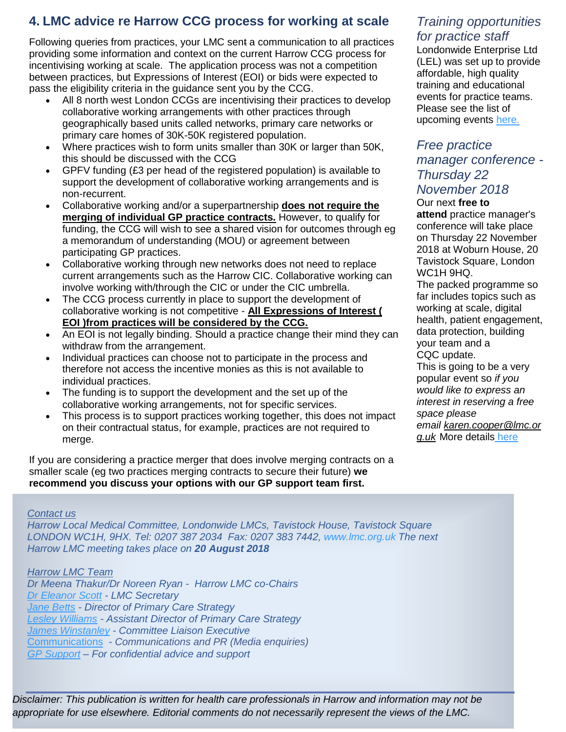## 4. LMC advice re Harrow CCG process for working at scale

Following queries from practices, your LMC sent a communication to all practices providing some information and context on the current Harrow CCG process for incentivising working at scale. The application process was not a competition between practices, but Expressions of Interest (EOI) or bids were expected to pass the eligibility criteria in the guidance sent you by the CCG.

- All 8 north west London CCGs are incentivising their practices to develop collaborative working arrangements with other practices through geographically based units called networks, primary care networks or primary care homes of 30K-50K registered population.
- Where practices wish to form units smaller than 30K or larger than 50K, this should be discussed with the CCG
- GPFV funding (£3 per head of the registered population) is available to support the development of collaborative working arrangements and is non-recurrent.
- Collaborative working and/or a superpartnership **does not require the merging of individual GP practice contracts.** However, to qualify for funding, the CCG will wish to see a shared vision for outcomes through eg a memorandum of understanding (MOU) or agreement between participating GP practices.
- Collaborative working through new networks does not need to replace current arrangements such as the Harrow CIC. Collaborative working can involve working with/through the CIC or under the CIC umbrella.
- The CCG process currently in place to support the development of collaborative working is not competitive - **All Expressions of Interest ( EOI )from practices will be considered by the CCG.**
- An EOI is not legally binding. Should a practice change their mind they can withdraw from the arrangement.
- Individual practices can choose not to participate in the process and therefore not access the incentive monies as this is not available to individual practices.
- The funding is to support the development and the set up of the collaborative working arrangements, not for specific services.
- This process is to support practices working together, this does not impact on their contractual status, for example, practices are not required to merge.

If you are considering a practice merger that does involve merging contracts on a smaller scale (eg two practices merging contracts to secure their future) **we recommend you discuss your options with our GP support team first.**

### *Training opportunities for practice staff*

Londonwide Enterprise Ltd (LEL) was set up to provide affordable, high quality training and educational events for practice teams. Please see the list of upcoming events here.

### *Free practice manager conference - Thursday 22 November 2018*

Our next **free to attend** practice manager's conference will take place on Thursday 22 November 2018 at Woburn House, 20 Tavistock Square, London WC1H 9HQ.

The packed programme so far includes topics such as working at scale, digital health, patient engagement, data protection, building your team and a CQC update.

This is going to be a very popular event so *if you would like to express an interest in reserving a free space please email karen.cooper@lmc.org.uk* More details here

*Contact us*

*Harrow Local Medical Committee, Londonwide LMCs, Tavistock House, Tavistock Square LONDON WC1H, 9HX. Tel: 0207 387 2034 Fax: 0207 383 7442, www.lmc.org.uk The next Harrow LMC meeting takes place on **20 August 2018***

*Harrow LMC Team*

*Dr Meena Thakur/Dr Noreen Ryan - Harrow LMC co-Chairs*
*Dr Eleanor Scott - LMC Secretary*
*Jane Betts - Director of Primary Care Strategy*
*Lesley Williams - Assistant Director of Primary Care Strategy*
*James Winstanley - Committee Liaison Executive*
*Communications - Communications and PR (Media enquiries)*
*GP Support – For confidential advice and support*

*Disclaimer: This publication is written for health care professionals in Harrow and information may not be appropriate for use elsewhere. Editorial comments do not necessarily represent the views of the LMC.*